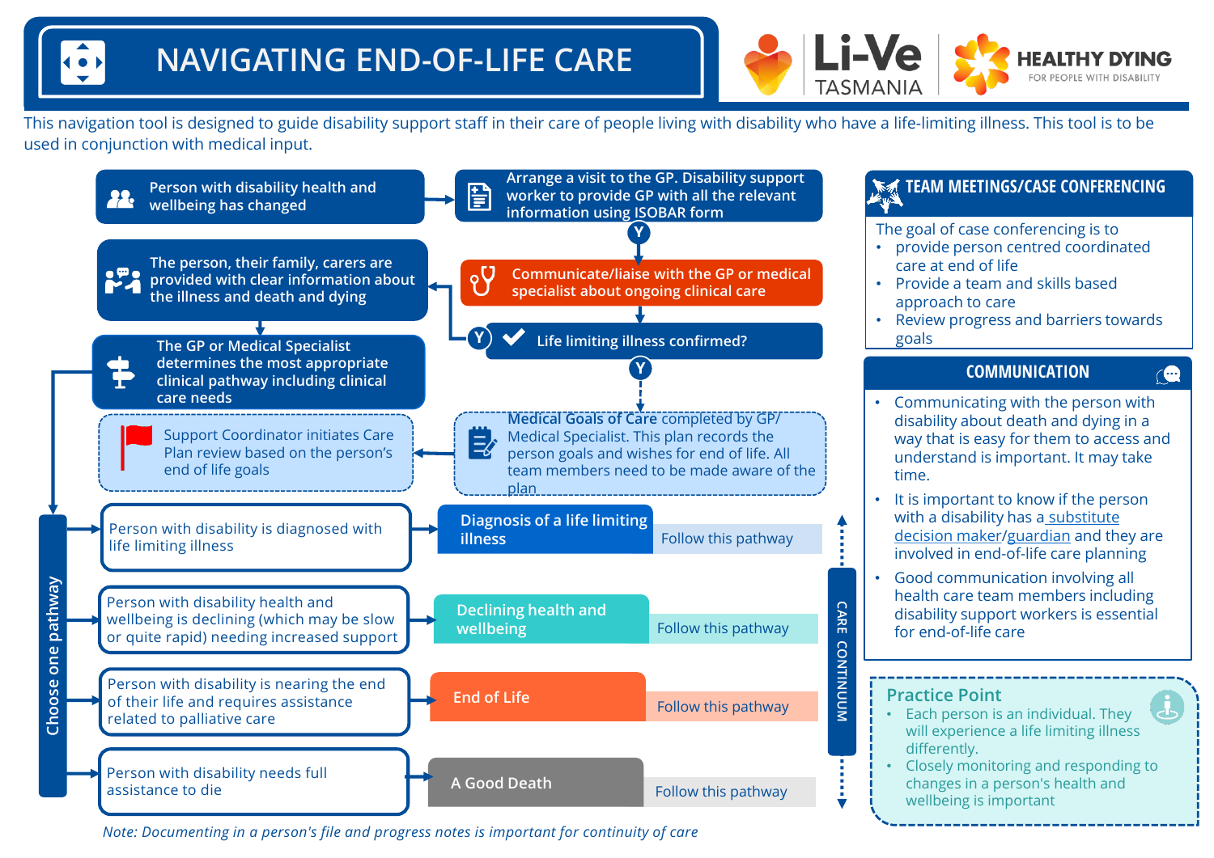# NAVIGATING END-OF-LIFE CARE

Li-Ve TASMANIA | HEALTHY DYING FOR PEOPLE WITH DISABILITY

This navigation tool is designed to guide disability support staff in their care of people living with disability who have a life-limiting illness. This tool is to be used in conjunction with medical input.

Person with disability health and wellbeing has changed

Arrange a visit to the GP. Disability support worker to provide GP with all the relevant information using ISOBAR form

Y

Communicate/liaise with the GP or medical specialist about ongoing clinical care

The person, their family, carers are provided with clear information about the illness and death and dying

Y — Life limiting illness confirmed?

Y

The GP or Medical Specialist determines the most appropriate clinical pathway including clinical care needs

**Medical Goals of Care** completed by GP/ Medical Specialist. This plan records the person goals and wishes for end of life. All team members need to be made aware of the plan

Support Coordinator initiates Care Plan review based on the person's end of life goals

**Choose one pathway**

| Situation | Pathway | |
|---|---|---|
| Person with disability is diagnosed with life limiting illness | Diagnosis of a life limiting illness | Follow this pathway |
| Person with disability health and wellbeing is declining (which may be slow or quite rapid) needing increased support | Declining health and wellbeing | Follow this pathway |
| Person with disability is nearing the end of their life and requires assistance related to palliative care | End of Life | Follow this pathway |
| Person with disability needs full assistance to die | A Good Death | Follow this pathway |

CARE CONTINUUM

## TEAM MEETINGS/CASE CONFERENCING

The goal of case conferencing is to

- provide person centred coordinated care at end of life
- Provide a team and skills based approach to care
- Review progress and barriers towards goals

## COMMUNICATION

- Communicating with the person with disability about death and dying in a way that is easy for them to access and understand is important. It may take time.
- It is important to know if the person with a disability has a substitute decision maker/guardian and they are involved in end-of-life care planning
- Good communication involving all health care team members including disability support workers is essential for end-of-life care

## Practice Point

- Each person is an individual. They will experience a life limiting illness differently.
- Closely monitoring and responding to changes in a person's health and wellbeing is important

*Note: Documenting in a person's file and progress notes is important for continuity of care*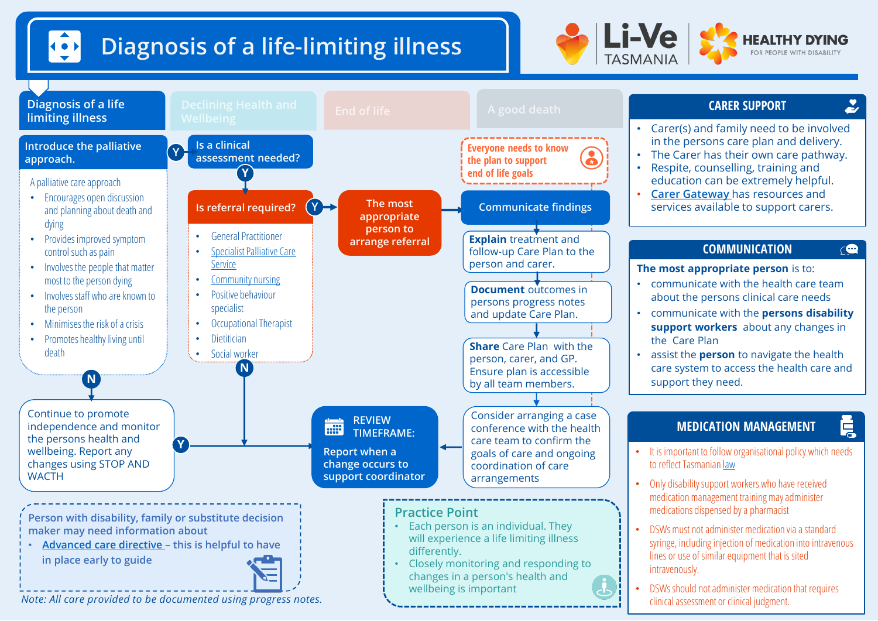# Diagnosis of a life-limiting illness

Li-Ve TASMANIA | HEALTHY DYING FOR PEOPLE WITH DISABILITY

Diagnosis of a life limiting illness | Declining Health and Wellbeing | End of life | A good death

## Introduce the palliative approach.

A palliative care approach

- Encourages open discussion and planning about death and dying
- Provides improved symptom control such as pain
- Involves the people that matter most to the person dying
- Involves staff who are known to the person
- Minimises the risk of a crisis
- Promotes healthy living until death

**Y** → Is a clinical assessment needed?

**N** → Continue to promote independence and monitor the persons health and wellbeing. Report any changes using STOP AND WACTH

## Is a clinical assessment needed?

**Y** → Is referral required?

## Is referral required?

- General Practitioner
- Specialist Palliative Care Service
- Community nursing
- Positive behaviour specialist
- Occupational Therapist
- Dietitian
- Social worker

**Y** → The most appropriate person to arrange referral → Communicate findings

**N** → REVIEW TIMEFRAME

## Continue to promote independence and monitor the persons health and wellbeing. Report any changes using STOP AND WACTH

**Y** → REVIEW TIMEFRAME

## Everyone needs to know the plan to support end of life goals

## Communicate findings

1. **Explain** treatment and follow-up Care Plan to the person and carer.
2. **Document** outcomes in persons progress notes and update Care Plan.
3. **Share** Care Plan with the person, carer, and GP. Ensure plan is accessible by all team members.
4. Consider arranging a case conference with the health care team to confirm the goals of care and ongoing coordination of care arrangements → REVIEW TIMEFRAME

## REVIEW TIMEFRAME:

Report when a change occurs to support coordinator

---

Person with disability, family or substitute decision maker may need information about

- Advanced care directive – this is helpful to have in place early to guide

*Note: All care provided to be documented using progress notes.*

## Practice Point

- Each person is an individual. They will experience a life limiting illness differently.
- Closely monitoring and responding to changes in a person's health and wellbeing is important

## CARER SUPPORT

- Carer(s) and family need to be involved in the persons care plan and delivery.
- The Carer has their own care pathway.
- Respite, counselling, training and education can be extremely helpful.
- Carer Gateway has resources and services available to support carers.

## COMMUNICATION

**The most appropriate person** is to:

- communicate with the health care team about the persons clinical care needs
- communicate with the **persons disability support workers** about any changes in the Care Plan
- assist the **person** to navigate the health care system to access the health care and support they need.

## MEDICATION MANAGEMENT

- It is important to follow organisational policy which needs to reflect Tasmanian law
- Only disability support workers who have received medication management training may administer medications dispensed by a pharmacist
- DSWs must not administer medication via a standard syringe, including injection of medication into intravenous lines or use of similar equipment that is sited intravenously.
- DSWs should not administer medication that requires clinical assessment or clinical judgment.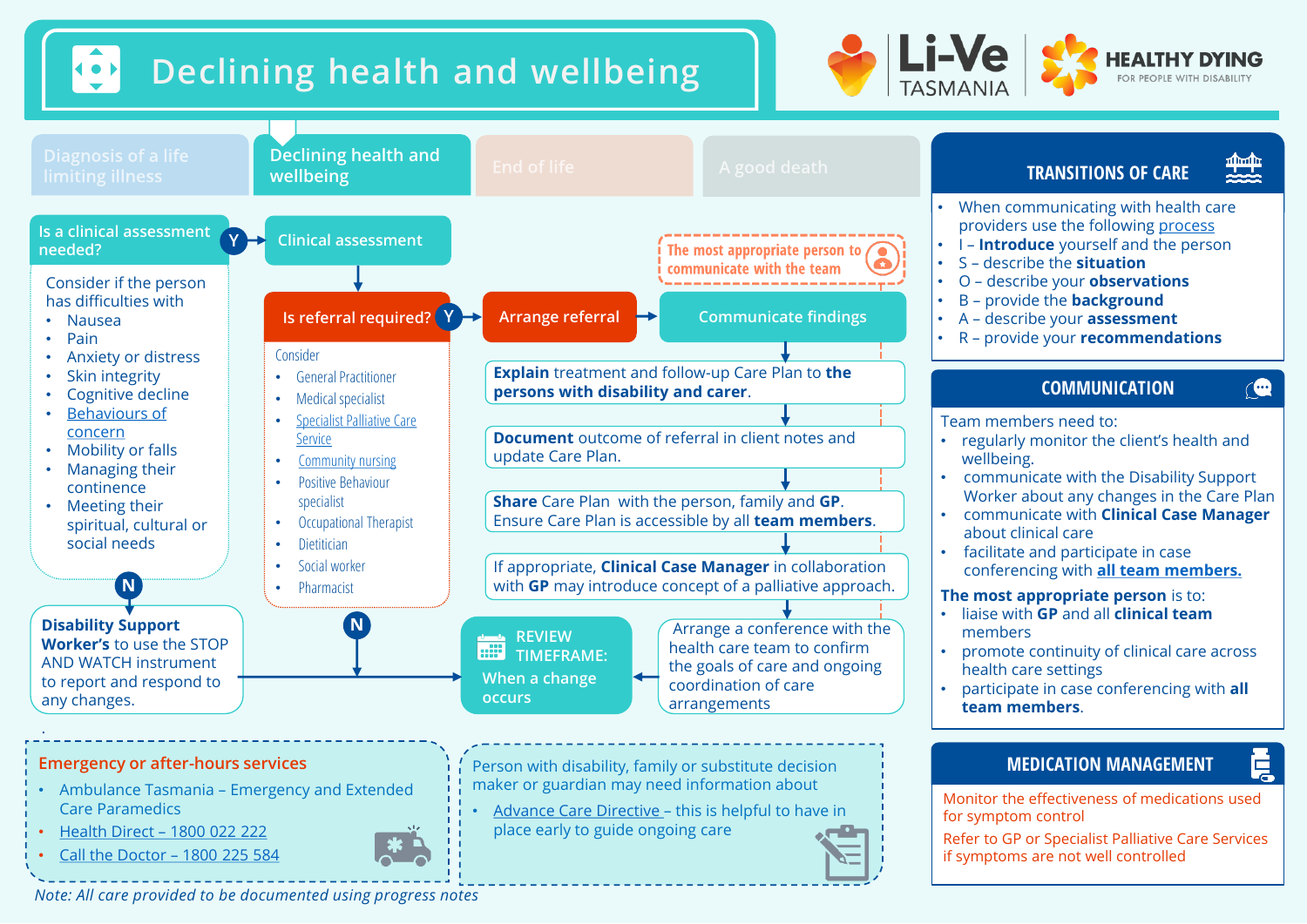# Declining health and wellbeing

Li-Ve TASMANIA | HEALTHY DYING FOR PEOPLE WITH DISABILITY

Diagnosis of a life limiting illness | **Declining health and wellbeing** | End of life | A good death

## Is a clinical assessment needed?

Consider if the person has difficulties with

- Nausea
- Pain
- Anxiety or distress
- Skin integrity
- Cognitive decline
- Behaviours of concern
- Mobility or falls
- Managing their continence
- Meeting their spiritual, cultural or social needs

**Y** → Clinical assessment

**N** → **Disability Support Worker's** to use the STOP AND WATCH instrument to report and respond to any changes.

## Clinical assessment

### Is referral required?

Consider

- General Practitioner
- Medical specialist
- Specialist Palliative Care Service
- Community nursing
- Positive Behaviour specialist
- Occupational Therapist
- Dietitian
- Social worker
- Pharmacist

**N** → REVIEW TIMEFRAME: When a change occurs

**Y** → Arrange referral → Communicate findings

*The most appropriate person to communicate with the team*

- **Explain** treatment and follow-up Care Plan to **the persons with disability and carer**.
- **Document** outcome of referral in client notes and update Care Plan.
- **Share** Care Plan with the person, family and **GP**. Ensure Care Plan is accessible by all **team members**.
- If appropriate, **Clinical Case Manager** in collaboration with **GP** may introduce concept of a palliative approach.
- Arrange a conference with the health care team to confirm the goals of care and ongoing coordination of care arrangements → REVIEW TIMEFRAME: When a change occurs

## Emergency or after-hours services

- Ambulance Tasmania – Emergency and Extended Care Paramedics
- Health Direct – 1800 022 222
- Call the Doctor – 1800 225 584

Person with disability, family or substitute decision maker or guardian may need information about

- Advance Care Directive – this is helpful to have in place early to guide ongoing care

*Note: All care provided to be documented using progress notes*

## TRANSITIONS OF CARE

- When communicating with health care providers use the following process
- I – **Introduce** yourself and the person
- S – describe the **situation**
- O – describe your **observations**
- B – provide the **background**
- A – describe your **assessment**
- R – provide your **recommendations**

## COMMUNICATION

Team members need to:

- regularly monitor the client's health and wellbeing.
- communicate with the Disability Support Worker about any changes in the Care Plan
- communicate with **Clinical Case Manager** about clinical care
- facilitate and participate in case conferencing with **all team members.**

**The most appropriate person** is to:

- liaise with **GP** and all **clinical team** members
- promote continuity of clinical care across health care settings
- participate in case conferencing with **all team members**.

## MEDICATION MANAGEMENT

Monitor the effectiveness of medications used for symptom control

Refer to GP or Specialist Palliative Care Services if symptoms are not well controlled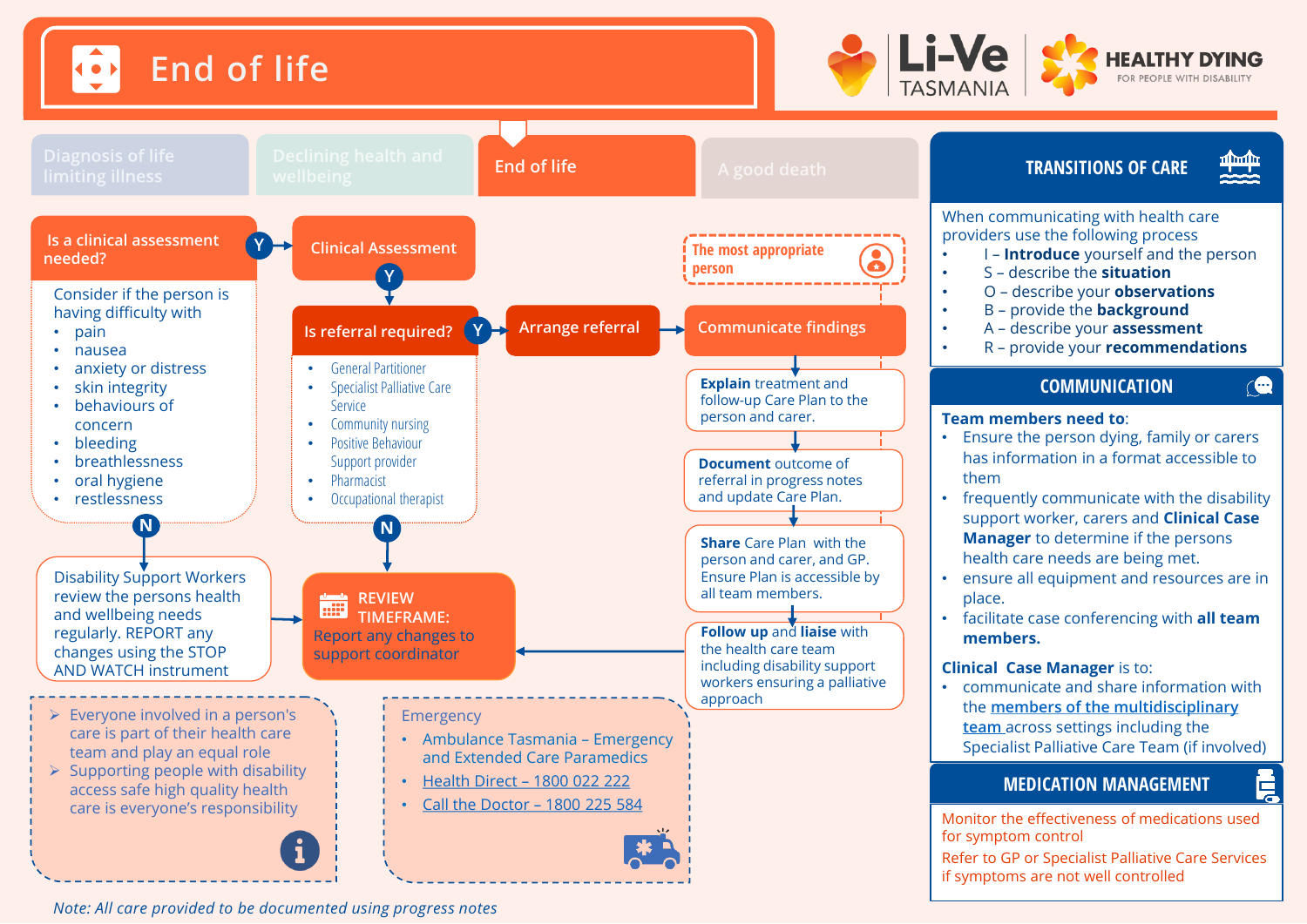# End of life

Li-Ve TASMANIA | HEALTHY DYING FOR PEOPLE WITH DISABILITY

Diagnosis of life limiting illness | Declining health and wellbeing | **End of life** | A good death

## Is a clinical assessment needed?

Consider if the person is having difficulty with

- pain
- nausea
- anxiety or distress
- skin integrity
- behaviours of concern
- bleeding
- breathlessness
- oral hygiene
- restlessness

**Y** → Clinical Assessment

**N** → Disability Support Workers review the persons health and wellbeing needs regularly. REPORT any changes using the STOP AND WATCH instrument → REVIEW TIMEFRAME

## Clinical Assessment

**Y** → Is referral required?

## Is referral required?

- General Partitioner
- Specialist Palliative Care Service
- Community nursing
- Positive Behaviour Support provider
- Pharmacist
- Occupational therapist

**Y** → Arrange referral → Communicate findings

**N** → REVIEW TIMEFRAME

## REVIEW TIMEFRAME:

Report any changes to support coordinator

## Communicate findings

The most appropriate person

- **Explain** treatment and follow-up Care Plan to the person and carer.
- **Document** outcome of referral in progress notes and update Care Plan.
- **Share** Care Plan with the person and carer, and GP. Ensure Plan is accessible by all team members.
- **Follow up** and **liaise** with the health care team including disability support workers ensuring a palliative approach

→ REVIEW TIMEFRAME

---

- ➢ Everyone involved in a person's care is part of their health care team and play an equal role
- ➢ Supporting people with disability access safe high quality health care is everyone's responsibility

Emergency

- Ambulance Tasmania – Emergency and Extended Care Paramedics
- Health Direct – 1800 022 222
- Call the Doctor – 1800 225 584

*Note: All care provided to be documented using progress notes*

## TRANSITIONS OF CARE

When communicating with health care providers use the following process

- I – **Introduce** yourself and the person
- S – describe the **situation**
- O – describe your **observations**
- B – provide the **background**
- A – describe your **assessment**
- R – provide your **recommendations**

## COMMUNICATION

**Team members need to**:

- Ensure the person dying, family or carers has information in a format accessible to them
- frequently communicate with the disability support worker, carers and **Clinical Case Manager** to determine if the persons health care needs are being met.
- ensure all equipment and resources are in place.
- facilitate case conferencing with **all team members.**

**Clinical Case Manager** is to:

- communicate and share information with the members of the multidisciplinary team across settings including the Specialist Palliative Care Team (if involved)

## MEDICATION MANAGEMENT

Monitor the effectiveness of medications used for symptom control

Refer to GP or Specialist Palliative Care Services if symptoms are not well controlled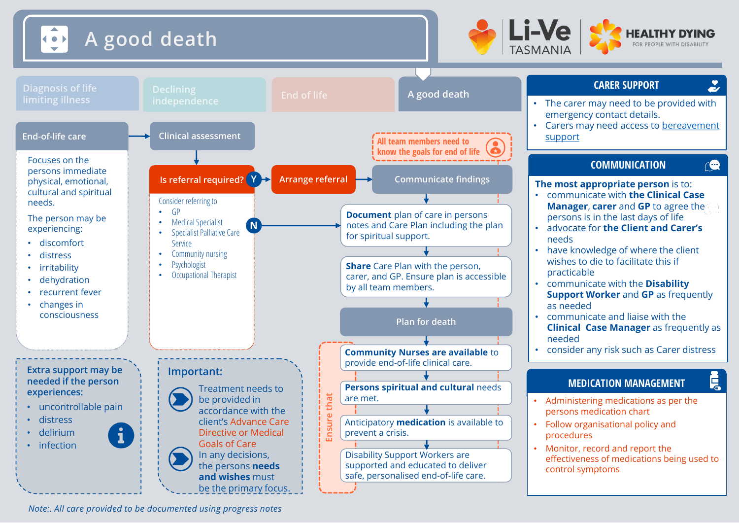# A good death

Li-Ve TASMANIA | HEALTHY DYING FOR PEOPLE WITH DISABILITY

Diagnosis of life limiting illness | Declining independence | End of life | A good death

## End-of-life care

Focuses on the persons immediate physical, emotional, cultural and spiritual needs.

The person may be experiencing:

- discomfort
- distress
- irritability
- dehydration
- recurrent fever
- changes in consciousness

## Clinical assessment

### Is referral required?

**Y** → Arrange referral → Communicate findings

**N** → Document plan of care

Consider referring to

- GP
- Medical Specialist
- Specialist Palliative Care Service
- Community nursing
- Psychologist
- Occupational Therapist

All team members need to know the goals for end of life

### Communicate findings

**Document** plan of care in persons notes and Care Plan including the plan for spiritual support.

**Share** Care Plan with the person, carer, and GP. Ensure plan is accessible by all team members.

### Plan for death

Ensure that

- **Community Nurses are available** to provide end-of-life clinical care.
- **Persons spiritual and cultural** needs are met.
- Anticipatory **medication** is available to prevent a crisis.
- Disability Support Workers are supported and educated to deliver safe, personalised end-of-life care.

**Extra support may be needed if the person experiences:**

- uncontrollable pain
- distress
- delirium
- infection

**Important:**

- Treatment needs to be provided in accordance with the client's Advance Care Directive or Medical Goals of Care
- In any decisions, the persons **needs and wishes** must be the primary focus.

## CARER SUPPORT

- The carer may need to be provided with emergency contact details.
- Carers may need access to bereavement support

## COMMUNICATION

**The most appropriate person** is to:

- communicate with **the Clinical Case Manager, carer** and **GP** to agree the persons is in the last days of life
- advocate for **the Client and Carer's** needs
- have knowledge of where the client wishes to die to facilitate this if practicable
- communicate with the **Disability Support Worker** and **GP** as frequently as needed
- communicate and liaise with the **Clinical Case Manager** as frequently as needed
- consider any risk such as Carer distress

## MEDICATION MANAGEMENT

- Administering medications as per the persons medication chart
- Follow organisational policy and procedures
- Monitor, record and report the effectiveness of medications being used to control symptoms

*Note:. All care provided to be documented using progress notes*